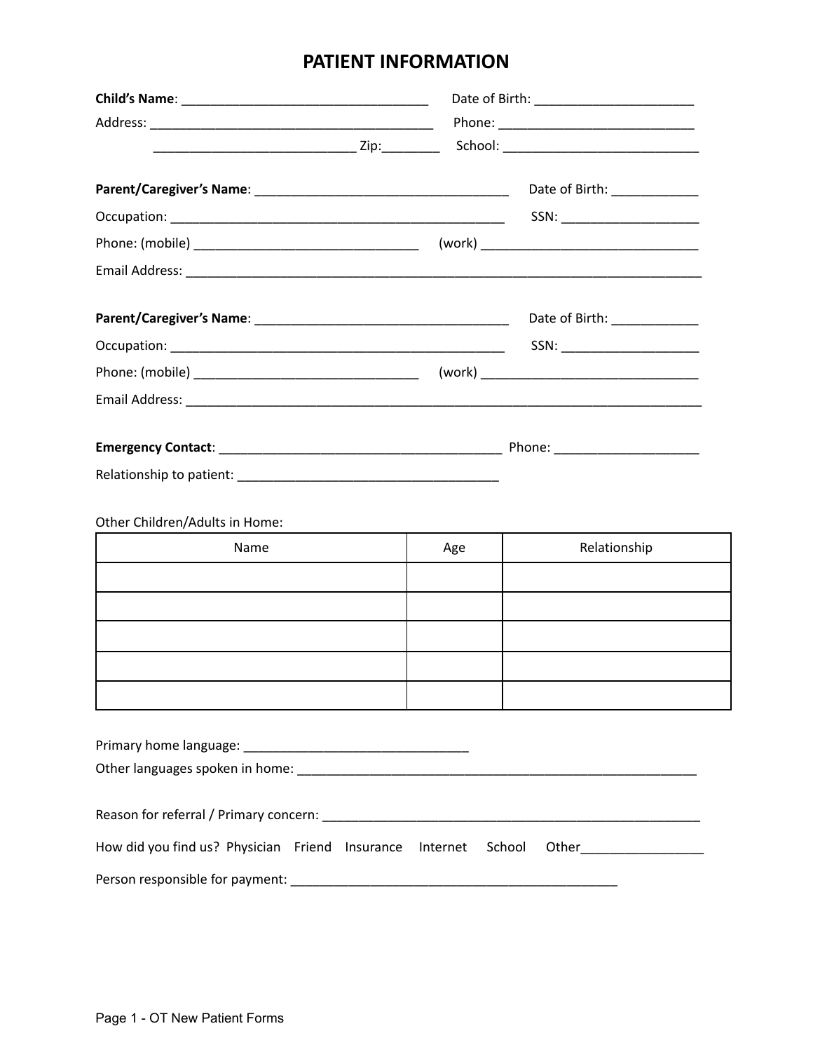# PATIENT INFORMATION

**Child's Name**: ___________________________________ Date of Birth: _______________________

Address: _________________________________________ Phone: ____________________________

____________________________ Zip:________ School: ____________________________

**Parent/Caregiver's Name**: ____________________________________ Date of Birth: ____________

Occupation: ________________________________________________ SSN: ___________________

Phone: (mobile) _______________________________ (work) ______________________________

Email Address: ____________________________________________________________________________

**Parent/Caregiver's Name**: ____________________________________ Date of Birth: ____________

Occupation: ________________________________________________ SSN: ___________________

Phone: (mobile) _______________________________ (work) ______________________________

Email Address: ____________________________________________________________________________

**Emergency Contact**: ________________________________________ Phone: ____________________

Relationship to patient: ____________________________________

Other Children/Adults in Home:

| Name | Age | Relationship |
| --- | --- | --- |
| | | |
| | | |
| | | |
| | | |
| | | |

Primary home language: ________________________________

Other languages spoken in home: _________________________________________________________

Reason for referral / Primary concern: _____________________________________________________

How did you find us? Physician Friend Insurance Internet School Other_________________

Person responsible for payment: _______________________________________________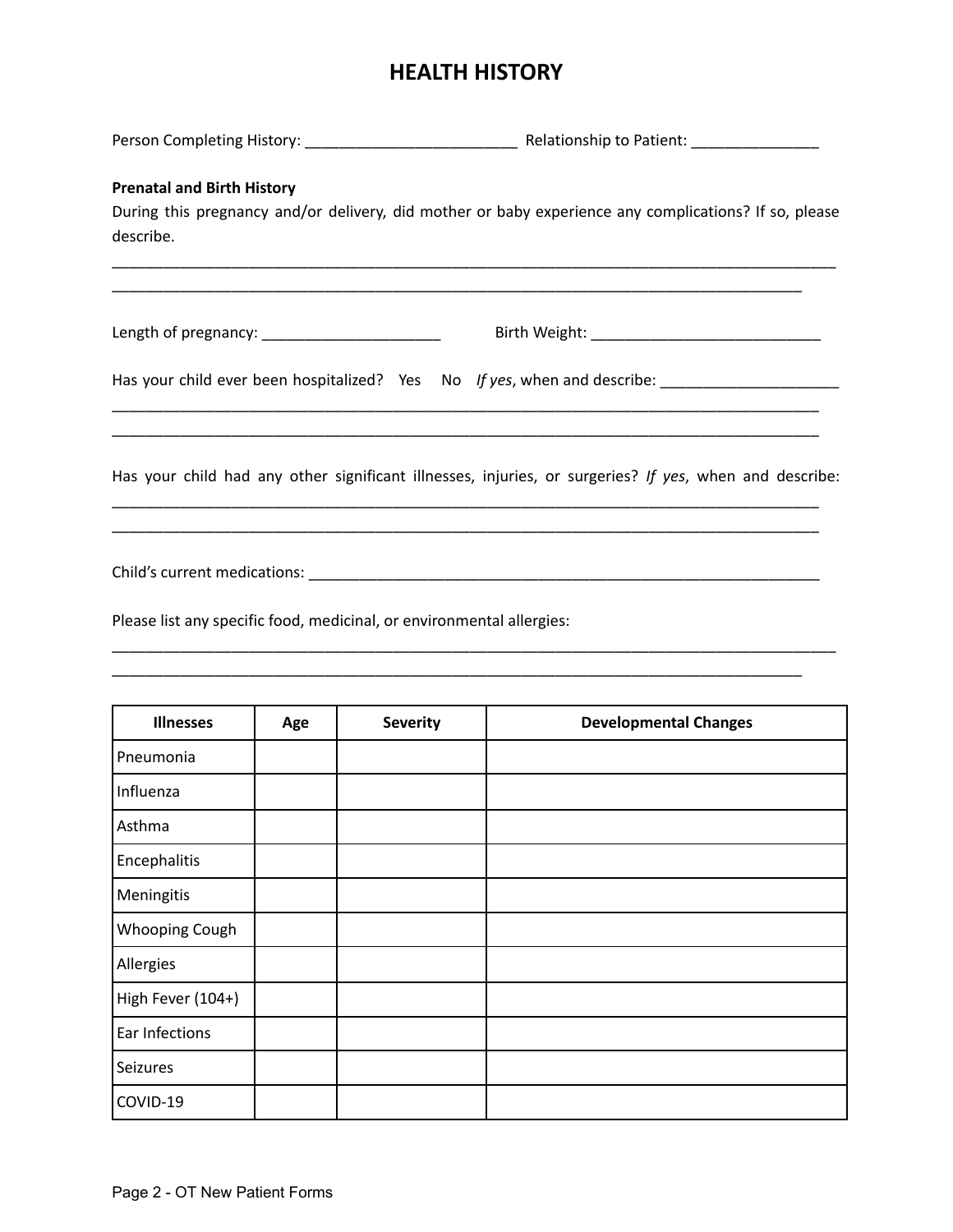# HEALTH HISTORY

Person Completing History: _________________________ Relationship to Patient: _______________

**Prenatal and Birth History**

During this pregnancy and/or delivery, did mother or baby experience any complications? If so, please describe.

_______________________________________________________________________________________

_________________________________________________________________________________

Length of pregnancy: _____________________ Birth Weight: ___________________________

Has your child ever been hospitalized? Yes No *If yes*, when and describe: _____________________

_____________________________________________________________________________________

_____________________________________________________________________________________

Has your child had any other significant illnesses, injuries, or surgeries? *If yes*, when and describe:

_____________________________________________________________________________________

_____________________________________________________________________________________

Child's current medications: ______________________________________________________________

Please list any specific food, medicinal, or environmental allergies:

_______________________________________________________________________________________

_________________________________________________________________________________

| Illnesses | Age | Severity | Developmental Changes |
|---|---|---|---|
| Pneumonia | | | |
| Influenza | | | |
| Asthma | | | |
| Encephalitis | | | |
| Meningitis | | | |
| Whooping Cough | | | |
| Allergies | | | |
| High Fever (104+) | | | |
| Ear Infections | | | |
| Seizures | | | |
| COVID-19 | | | |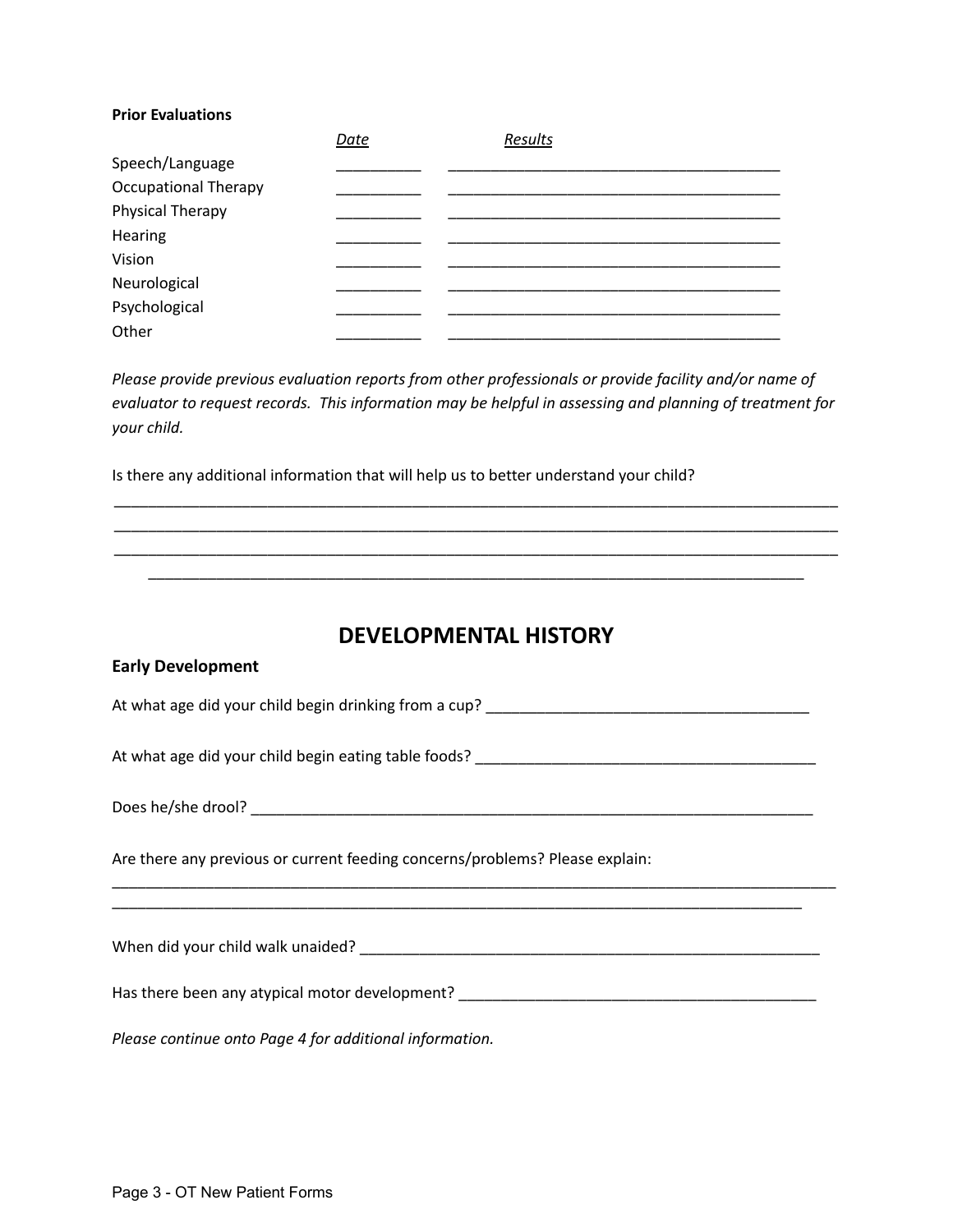**Prior Evaluations**

| | *Date* | *Results* |
|---|---|---|
| Speech/Language | __________ | ________________________________________ |
| Occupational Therapy | __________ | ________________________________________ |
| Physical Therapy | __________ | ________________________________________ |
| Hearing | __________ | ________________________________________ |
| Vision | __________ | ________________________________________ |
| Neurological | __________ | ________________________________________ |
| Psychological | __________ | ________________________________________ |
| Other | __________ | ________________________________________ |

*Please provide previous evaluation reports from other professionals or provide facility and/or name of evaluator to request records. This information may be helpful in assessing and planning of treatment for your child.*

Is there any additional information that will help us to better understand your child?

_______________________________________________________________________________________

_______________________________________________________________________________________

_______________________________________________________________________________________

______________________________________________________________________________

## DEVELOPMENTAL HISTORY

### Early Development

At what age did your child begin drinking from a cup? ______________________________________

At what age did your child begin eating table foods? ________________________________________

Does he/she drool? __________________________________________________________________

Are there any previous or current feeding concerns/problems? Please explain:

_______________________________________________________________________________________

___________________________________________________________________________________

When did your child walk unaided? ______________________________________________________

Has there been any atypical motor development? __________________________________________

*Please continue onto Page 4 for additional information.*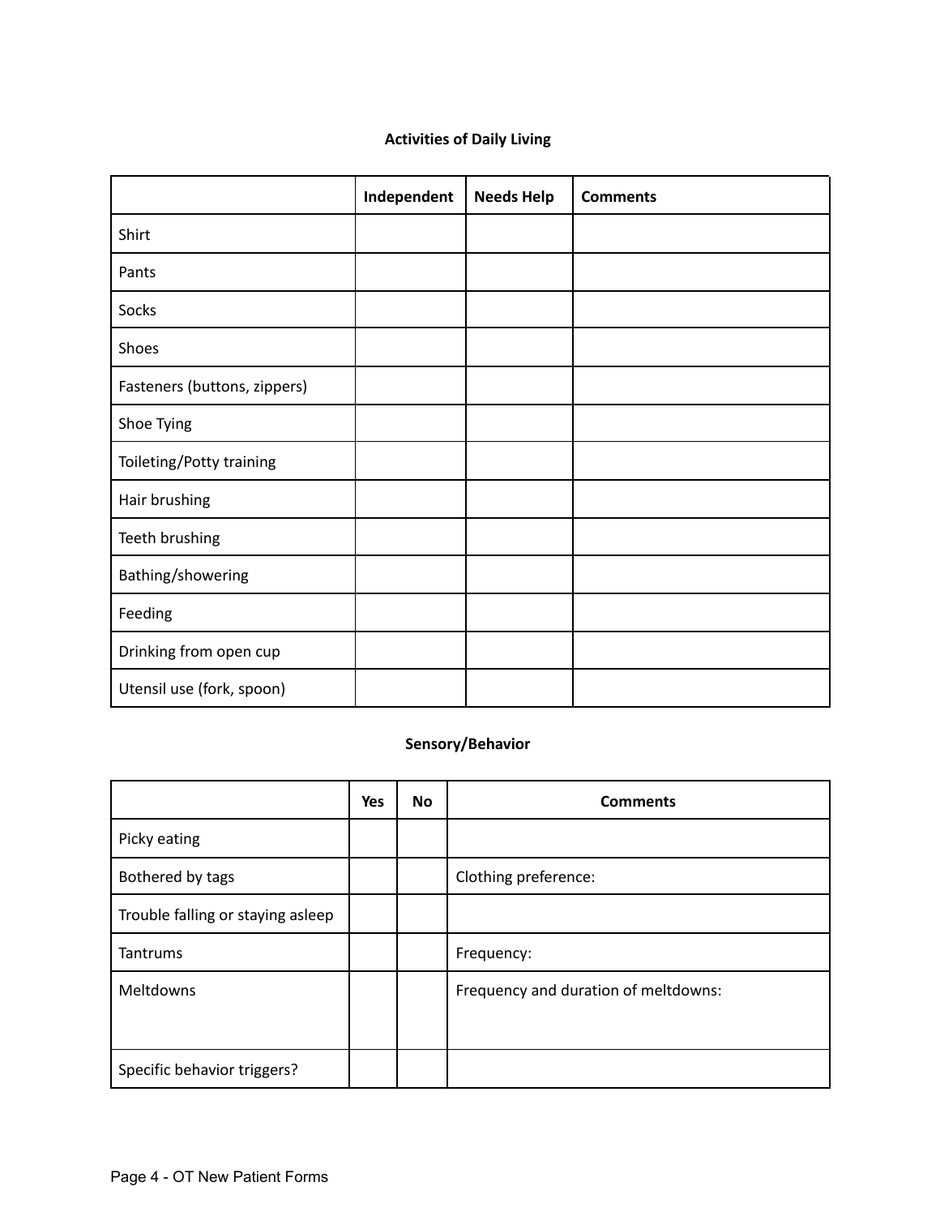## Activities of Daily Living

| | Independent | Needs Help | Comments |
|---|---|---|---|
| Shirt | | | |
| Pants | | | |
| Socks | | | |
| Shoes | | | |
| Fasteners (buttons, zippers) | | | |
| Shoe Tying | | | |
| Toileting/Potty training | | | |
| Hair brushing | | | |
| Teeth brushing | | | |
| Bathing/showering | | | |
| Feeding | | | |
| Drinking from open cup | | | |
| Utensil use (fork, spoon) | | | |

## Sensory/Behavior

| | Yes | No | Comments |
|---|---|---|---|
| Picky eating | | | |
| Bothered by tags | | | Clothing preference: |
| Trouble falling or staying asleep | | | |
| Tantrums | | | Frequency: |
| Meltdowns | | | Frequency and duration of meltdowns: |
| Specific behavior triggers? | | | |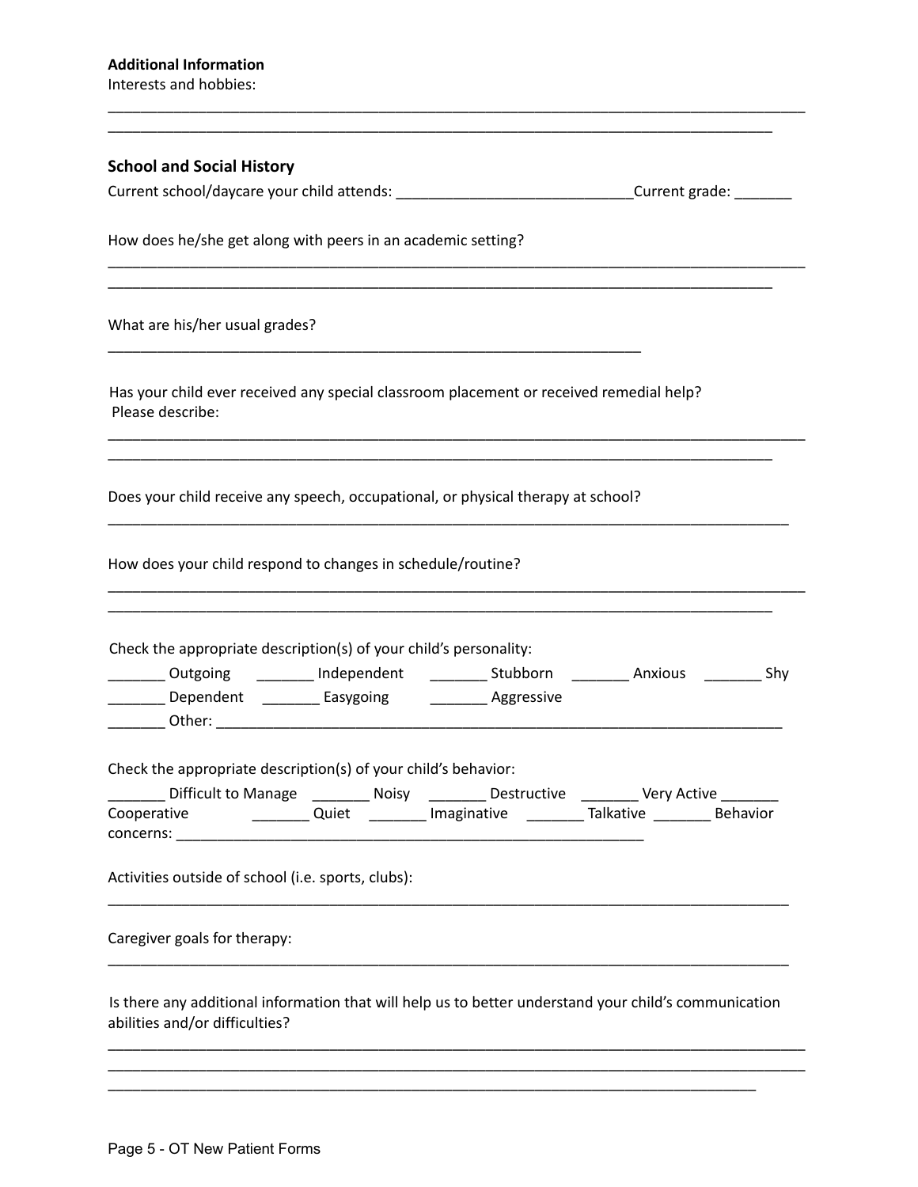**Additional Information**

Interests and hobbies:

______________________________________________________________________________________
______________________________________________________________________________________

**School and Social History**

Current school/daycare your child attends: ______________________________Current grade: _______

How does he/she get along with peers in an academic setting?

______________________________________________________________________________________
______________________________________________________________________________________

What are his/her usual grades?

____________________________________________________________________

Has your child ever received any special classroom placement or received remedial help? Please describe:

______________________________________________________________________________________
______________________________________________________________________________________

Does your child receive any speech, occupational, or physical therapy at school?

______________________________________________________________________________________

How does your child respond to changes in schedule/routine?

______________________________________________________________________________________
______________________________________________________________________________________

Check the appropriate description(s) of your child's personality:

_______ Outgoing _______ Independent _______ Stubborn _______ Anxious _______ Shy
_______ Dependent _______ Easygoing _______ Aggressive
_______ Other: ____________________________________________________________________________

Check the appropriate description(s) of your child's behavior:

_______ Difficult to Manage _______ Noisy _______ Destructive _______ Very Active _______ Cooperative _______ Quiet _______ Imaginative _______ Talkative _______ Behavior concerns: ____________________________________________________________

Activities outside of school (i.e. sports, clubs):

______________________________________________________________________________________

Caregiver goals for therapy:

______________________________________________________________________________________

Is there any additional information that will help us to better understand your child's communication abilities and/or difficulties?

______________________________________________________________________________________
______________________________________________________________________________________
______________________________________________________________________________________